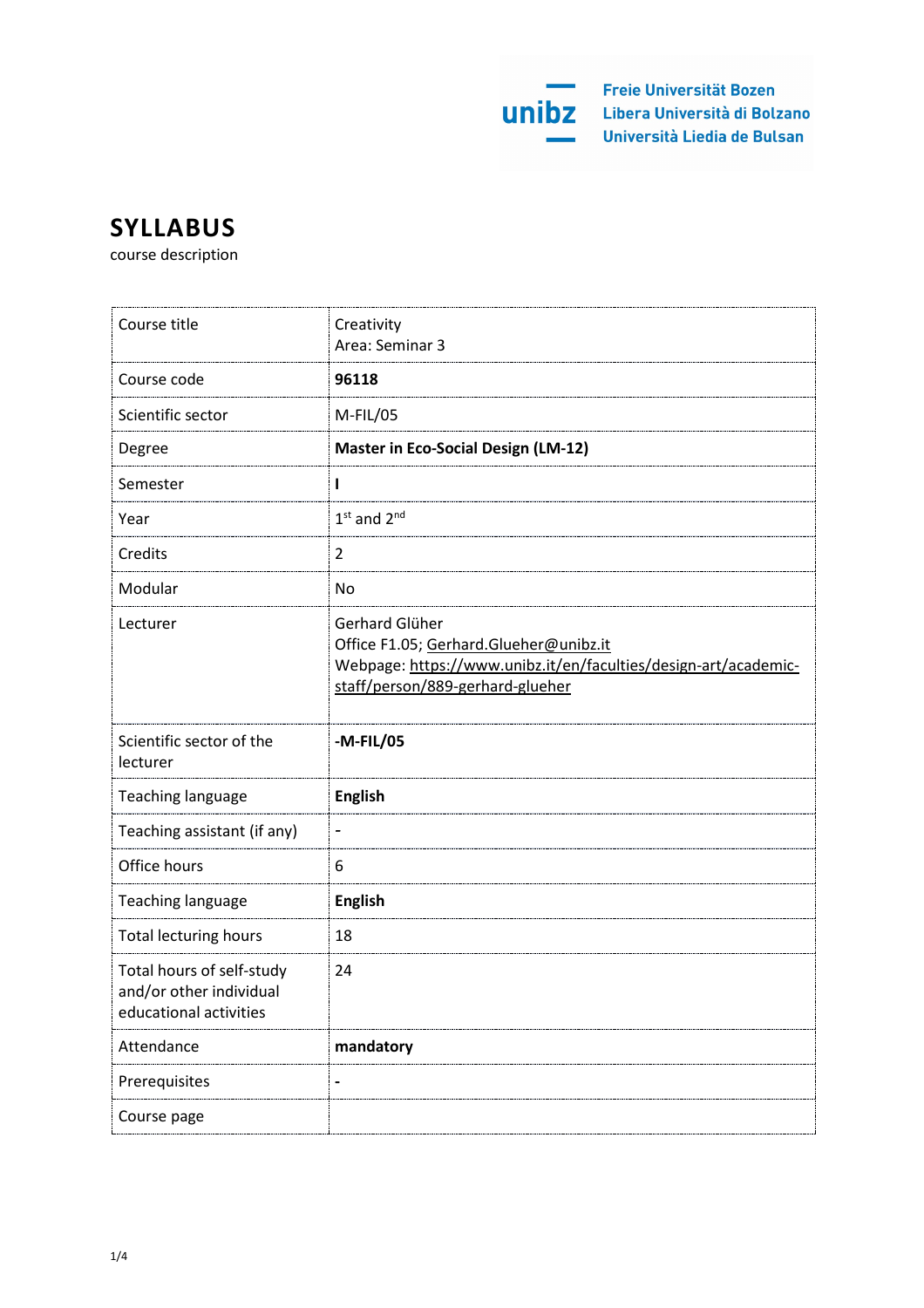Freie Universität Bozen
Libera Università di Bolzano
Università Liedia de Bulsan

# SYLLABUS

course description

| | |
|---|---|
| Course title | Creativity<br>Area: Seminar 3 |
| Course code | **96118** |
| Scientific sector | M-FIL/05 |
| Degree | **Master in Eco-Social Design (LM-12)** |
| Semester | **I** |
| Year | 1st and 2nd |
| Credits | 2 |
| Modular | No |
| Lecturer | Gerhard Glüher<br>Office F1.05; Gerhard.Glueher@unibz.it<br>Webpage: https://www.unibz.it/en/faculties/design-art/academic-staff/person/889-gerhard-glueher |
| Scientific sector of the lecturer | **-M-FIL/05** |
| Teaching language | **English** |
| Teaching assistant (if any) | - |
| Office hours | 6 |
| Teaching language | **English** |
| Total lecturing hours | 18 |
| Total hours of self-study and/or other individual educational activities | 24 |
| Attendance | **mandatory** |
| Prerequisites | **-** |
| Course page | |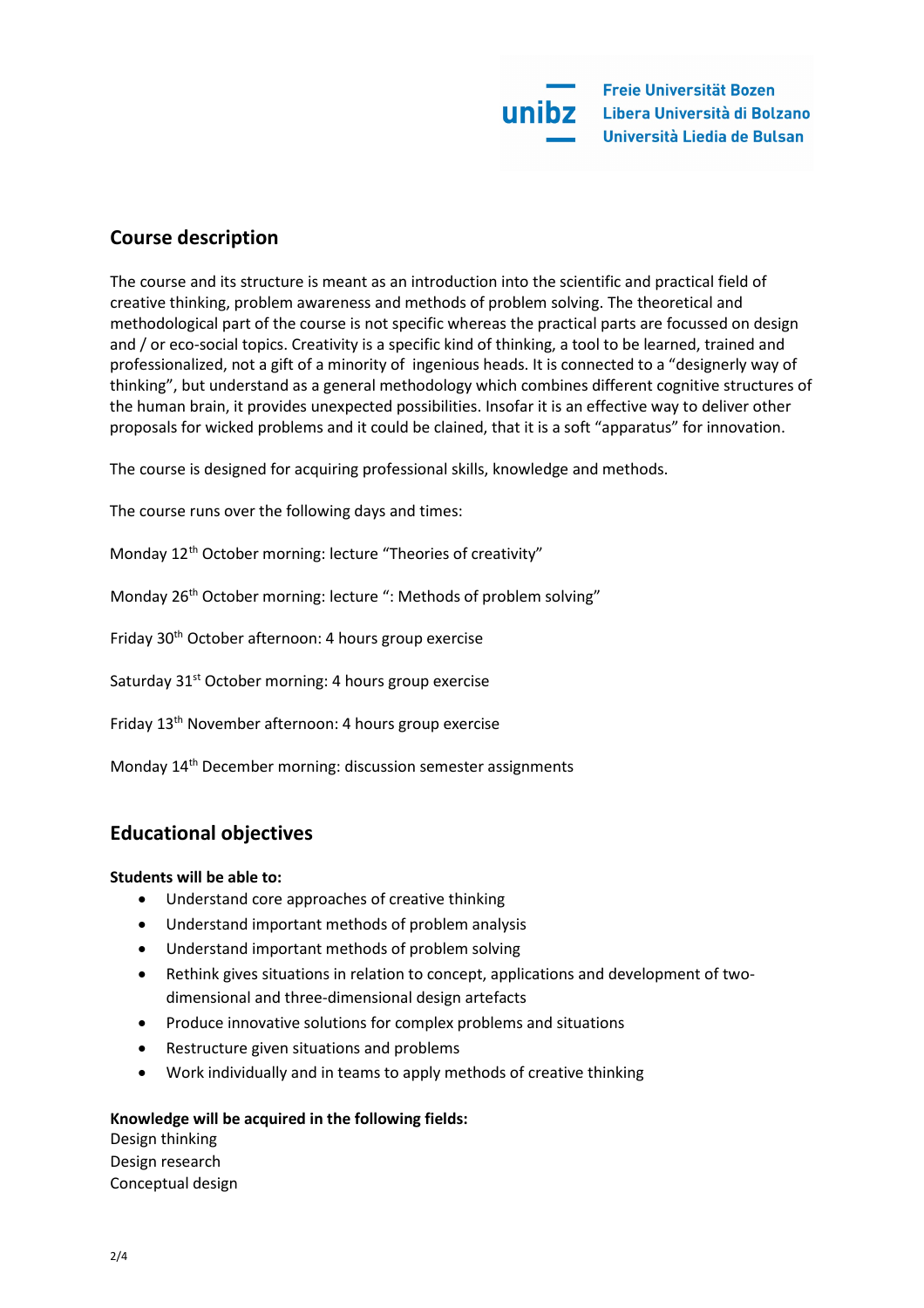## Course description

The course and its structure is meant as an introduction into the scientific and practical field of creative thinking, problem awareness and methods of problem solving. The theoretical and methodological part of the course is not specific whereas the practical parts are focussed on design and / or eco-social topics. Creativity is a specific kind of thinking, a tool to be learned, trained and professionalized, not a gift of a minority of ingenious heads. It is connected to a "designerly way of thinking", but understand as a general methodology which combines different cognitive structures of the human brain, it provides unexpected possibilities. Insofar it is an effective way to deliver other proposals for wicked problems and it could be clained, that it is a soft "apparatus" for innovation.

The course is designed for acquiring professional skills, knowledge and methods.

The course runs over the following days and times:

Monday 12th October morning: lecture "Theories of creativity"

Monday 26th October morning: lecture ": Methods of problem solving"

Friday 30th October afternoon: 4 hours group exercise

Saturday 31st October morning: 4 hours group exercise

Friday 13th November afternoon: 4 hours group exercise

Monday 14th December morning: discussion semester assignments

## Educational objectives

**Students will be able to:**

- Understand core approaches of creative thinking
- Understand important methods of problem analysis
- Understand important methods of problem solving
- Rethink gives situations in relation to concept, applications and development of two-dimensional and three-dimensional design artefacts
- Produce innovative solutions for complex problems and situations
- Restructure given situations and problems
- Work individually and in teams to apply methods of creative thinking

**Knowledge will be acquired in the following fields:**

Design thinking
Design research
Conceptual design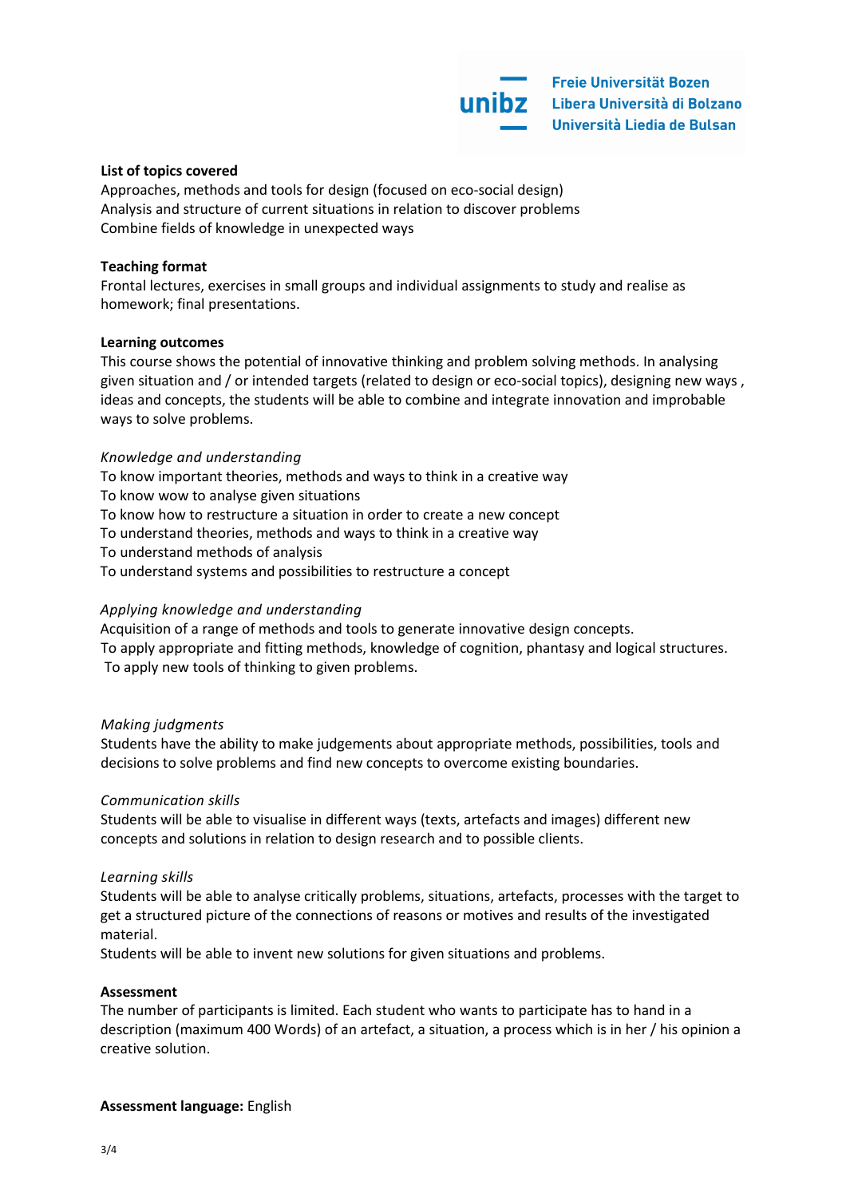**List of topics covered**
Approaches, methods and tools for design (focused on eco-social design)
Analysis and structure of current situations in relation to discover problems
Combine fields of knowledge in unexpected ways

**Teaching format**
Frontal lectures, exercises in small groups and individual assignments to study and realise as homework; final presentations.

**Learning outcomes**
This course shows the potential of innovative thinking and problem solving methods. In analysing given situation and / or intended targets (related to design or eco-social topics), designing new ways , ideas and concepts, the students will be able to combine and integrate innovation and improbable ways to solve problems.

*Knowledge and understanding*
To know important theories, methods and ways to think in a creative way
To know wow to analyse given situations
To know how to restructure a situation in order to create a new concept
To understand theories, methods and ways to think in a creative way
To understand methods of analysis
To understand systems and possibilities to restructure a concept

*Applying knowledge and understanding*
Acquisition of a range of methods and tools to generate innovative design concepts.
To apply appropriate and fitting methods, knowledge of cognition, phantasy and logical structures.
To apply new tools of thinking to given problems.

*Making judgments*
Students have the ability to make judgements about appropriate methods, possibilities, tools and decisions to solve problems and find new concepts to overcome existing boundaries.

*Communication skills*
Students will be able to visualise in different ways (texts, artefacts and images) different new concepts and solutions in relation to design research and to possible clients.

*Learning skills*
Students will be able to analyse critically problems, situations, artefacts, processes with the target to get a structured picture of the connections of reasons or motives and results of the investigated material.
Students will be able to invent new solutions for given situations and problems.

**Assessment**
The number of participants is limited. Each student who wants to participate has to hand in a description (maximum 400 Words) of an artefact, a situation, a process which is in her / his opinion a creative solution.

**Assessment language:** English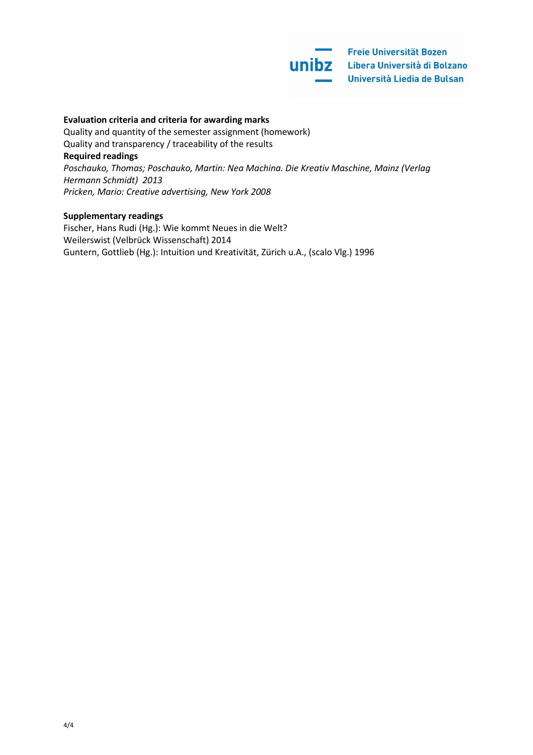**Evaluation criteria and criteria for awarding marks**

Quality and quantity of the semester assignment (homework)
Quality and transparency / traceability of the results

**Required readings**

*Poschauko, Thomas; Poschauko, Martin: Nea Machina. Die Kreativ Maschine, Mainz (Verlag Hermann Schmidt) 2013*
*Pricken, Mario: Creative advertising, New York 2008*

**Supplementary readings**

Fischer, Hans Rudi (Hg.): Wie kommt Neues in die Welt?
Weilerswist (Velbrück Wissenschaft) 2014
Guntern, Gottlieb (Hg.): Intuition und Kreativität, Zürich u.A., (scalo Vlg.) 1996